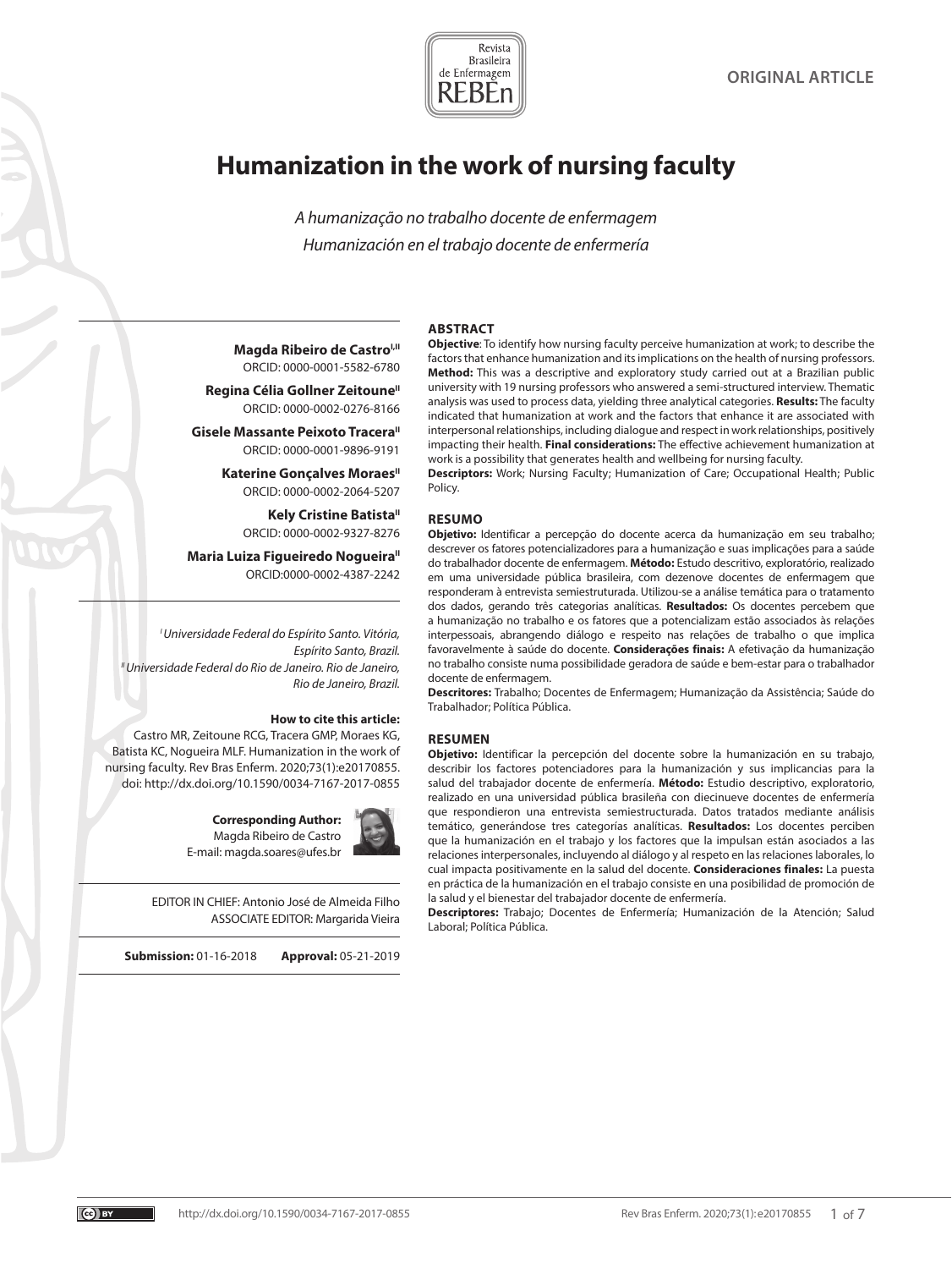ORIGINAL ARTICLE

# Humanization in the work of nursing faculty

*A humanização no trabalho docente de enfermagem*

*Humanización en el trabajo docente de enfermería*

**Magda Ribeiro de Castro**[I,II]
ORCID: 0000-0001-5582-6780

**Regina Célia Gollner Zeitoune**[II]
ORCID: 0000-0002-0276-8166

**Gisele Massante Peixoto Tracera**[II]
ORCID: 0000-0001-9896-9191

**Katerine Gonçalves Moraes**[II]
ORCID: 0000-0002-2064-5207

**Kely Cristine Batista**[II]
ORCID: 0000-0002-9327-8276

**Maria Luiza Figueiredo Nogueira**[II]
ORCID:0000-0002-4387-2242

*[I] Universidade Federal do Espírito Santo. Vitória, Espírito Santo, Brazil.*
*[II] Universidade Federal do Rio de Janeiro. Rio de Janeiro, Rio de Janeiro, Brazil.*

**How to cite this article:**
Castro MR, Zeitoune RCG, Tracera GMP, Moraes KG, Batista KC, Nogueira MLF. Humanization in the work of nursing faculty. Rev Bras Enferm. 2020;73(1):e20170855. doi: http://dx.doi.org/10.1590/0034-7167-2017-0855

**Corresponding Author:**
Magda Ribeiro de Castro
E-mail: magda.soares@ufes.br

EDITOR IN CHIEF: Antonio José de Almeida Filho
ASSOCIATE EDITOR: Margarida Vieira

**Submission:** 01-16-2018 **Approval:** 05-21-2019

## ABSTRACT

**Objective**: To identify how nursing faculty perceive humanization at work; to describe the factors that enhance humanization and its implications on the health of nursing professors. **Method:** This was a descriptive and exploratory study carried out at a Brazilian public university with 19 nursing professors who answered a semi-structured interview. Thematic analysis was used to process data, yielding three analytical categories. **Results:** The faculty indicated that humanization at work and the factors that enhance it are associated with interpersonal relationships, including dialogue and respect in work relationships, positively impacting their health. **Final considerations:** The effective achievement humanization at work is a possibility that generates health and wellbeing for nursing faculty.

**Descriptors:** Work; Nursing Faculty; Humanization of Care; Occupational Health; Public Policy.

## RESUMO

**Objetivo:** Identificar a percepção do docente acerca da humanização em seu trabalho; descrever os fatores potencializadores para a humanização e suas implicações para a saúde do trabalhador docente de enfermagem. **Método:** Estudo descritivo, exploratório, realizado em uma universidade pública brasileira, com dezenove docentes de enfermagem que responderam à entrevista semiestruturada. Utilizou-se a análise temática para o tratamento dos dados, gerando três categorias analíticas. **Resultados:** Os docentes percebem que a humanização no trabalho e os fatores que a potencializam estão associados às relações interpessoais, abrangendo diálogo e respeito nas relações de trabalho o que implica favoravelmente à saúde do docente. **Considerações finais:** A efetivação da humanização no trabalho consiste numa possibilidade geradora de saúde e bem-estar para o trabalhador docente de enfermagem.

**Descritores:** Trabalho; Docentes de Enfermagem; Humanização da Assistência; Saúde do Trabalhador; Política Pública.

## RESUMEN

**Objetivo:** Identificar la percepción del docente sobre la humanización en su trabajo, describir los factores potenciadores para la humanización y sus implicancias para la salud del trabajador docente de enfermería. **Método:** Estudio descriptivo, exploratorio, realizado en una universidad pública brasileña con diecinueve docentes de enfermería que respondieron una entrevista semiestructurada. Datos tratados mediante análisis temático, generándose tres categorías analíticas. **Resultados:** Los docentes perciben que la humanización en el trabajo y los factores que la impulsan están asociados a las relaciones interpersonales, incluyendo al diálogo y al respeto en las relaciones laborales, lo cual impacta positivamente en la salud del docente. **Consideraciones finales:** La puesta en práctica de la humanización en el trabajo consiste en una posibilidad de promoción de la salud y el bienestar del trabajador docente de enfermería.

**Descriptores:** Trabajo; Docentes de Enfermería; Humanización de la Atención; Salud Laboral; Política Pública.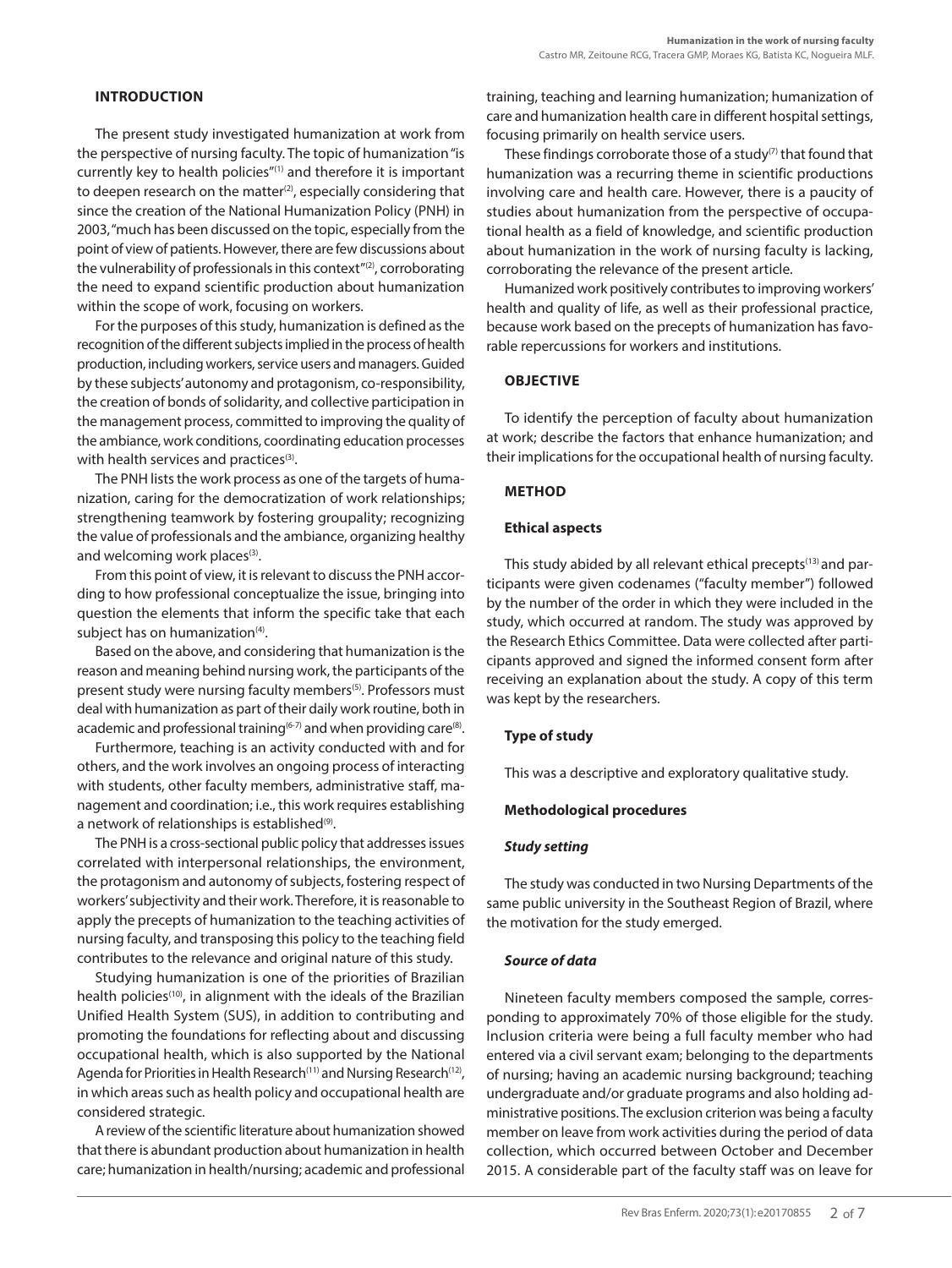## INTRODUCTION

The present study investigated humanization at work from the perspective of nursing faculty. The topic of humanization "is currently key to health policies"[1] and therefore it is important to deepen research on the matter[2], especially considering that since the creation of the National Humanization Policy (PNH) in 2003, "much has been discussed on the topic, especially from the point of view of patients. However, there are few discussions about the vulnerability of professionals in this context"[2], corroborating the need to expand scientific production about humanization within the scope of work, focusing on workers.

For the purposes of this study, humanization is defined as the recognition of the different subjects implied in the process of health production, including workers, service users and managers. Guided by these subjects' autonomy and protagonism, co-responsibility, the creation of bonds of solidarity, and collective participation in the management process, committed to improving the quality of the ambiance, work conditions, coordinating education processes with health services and practices[3].

The PNH lists the work process as one of the targets of humanization, caring for the democratization of work relationships; strengthening teamwork by fostering groupality; recognizing the value of professionals and the ambiance, organizing healthy and welcoming work places[3].

From this point of view, it is relevant to discuss the PNH according to how professional conceptualize the issue, bringing into question the elements that inform the specific take that each subject has on humanization[4].

Based on the above, and considering that humanization is the reason and meaning behind nursing work, the participants of the present study were nursing faculty members[5]. Professors must deal with humanization as part of their daily work routine, both in academic and professional training[6-7] and when providing care[8].

Furthermore, teaching is an activity conducted with and for others, and the work involves an ongoing process of interacting with students, other faculty members, administrative staff, management and coordination; i.e., this work requires establishing a network of relationships is established[9].

The PNH is a cross-sectional public policy that addresses issues correlated with interpersonal relationships, the environment, the protagonism and autonomy of subjects, fostering respect of workers' subjectivity and their work. Therefore, it is reasonable to apply the precepts of humanization to the teaching activities of nursing faculty, and transposing this policy to the teaching field contributes to the relevance and original nature of this study.

Studying humanization is one of the priorities of Brazilian health policies[10], in alignment with the ideals of the Brazilian Unified Health System (SUS), in addition to contributing and promoting the foundations for reflecting about and discussing occupational health, which is also supported by the National Agenda for Priorities in Health Research[11] and Nursing Research[12], in which areas such as health policy and occupational health are considered strategic.

A review of the scientific literature about humanization showed that there is abundant production about humanization in health care; humanization in health/nursing; academic and professional training, teaching and learning humanization; humanization of care and humanization health care in different hospital settings, focusing primarily on health service users.

These findings corroborate those of a study[7] that found that humanization was a recurring theme in scientific productions involving care and health care. However, there is a paucity of studies about humanization from the perspective of occupational health as a field of knowledge, and scientific production about humanization in the work of nursing faculty is lacking, corroborating the relevance of the present article.

Humanized work positively contributes to improving workers' health and quality of life, as well as their professional practice, because work based on the precepts of humanization has favorable repercussions for workers and institutions.

## OBJECTIVE

To identify the perception of faculty about humanization at work; describe the factors that enhance humanization; and their implications for the occupational health of nursing faculty.

## METHOD

### Ethical aspects

This study abided by all relevant ethical precepts[13] and participants were given codenames ("faculty member") followed by the number of the order in which they were included in the study, which occurred at random. The study was approved by the Research Ethics Committee. Data were collected after participants approved and signed the informed consent form after receiving an explanation about the study. A copy of this term was kept by the researchers.

### Type of study

This was a descriptive and exploratory qualitative study.

### Methodological procedures

#### *Study setting*

The study was conducted in two Nursing Departments of the same public university in the Southeast Region of Brazil, where the motivation for the study emerged.

#### *Source of data*

Nineteen faculty members composed the sample, corresponding to approximately 70% of those eligible for the study. Inclusion criteria were being a full faculty member who had entered via a civil servant exam; belonging to the departments of nursing; having an academic nursing background; teaching undergraduate and/or graduate programs and also holding administrative positions. The exclusion criterion was being a faculty member on leave from work activities during the period of data collection, which occurred between October and December 2015. A considerable part of the faculty staff was on leave for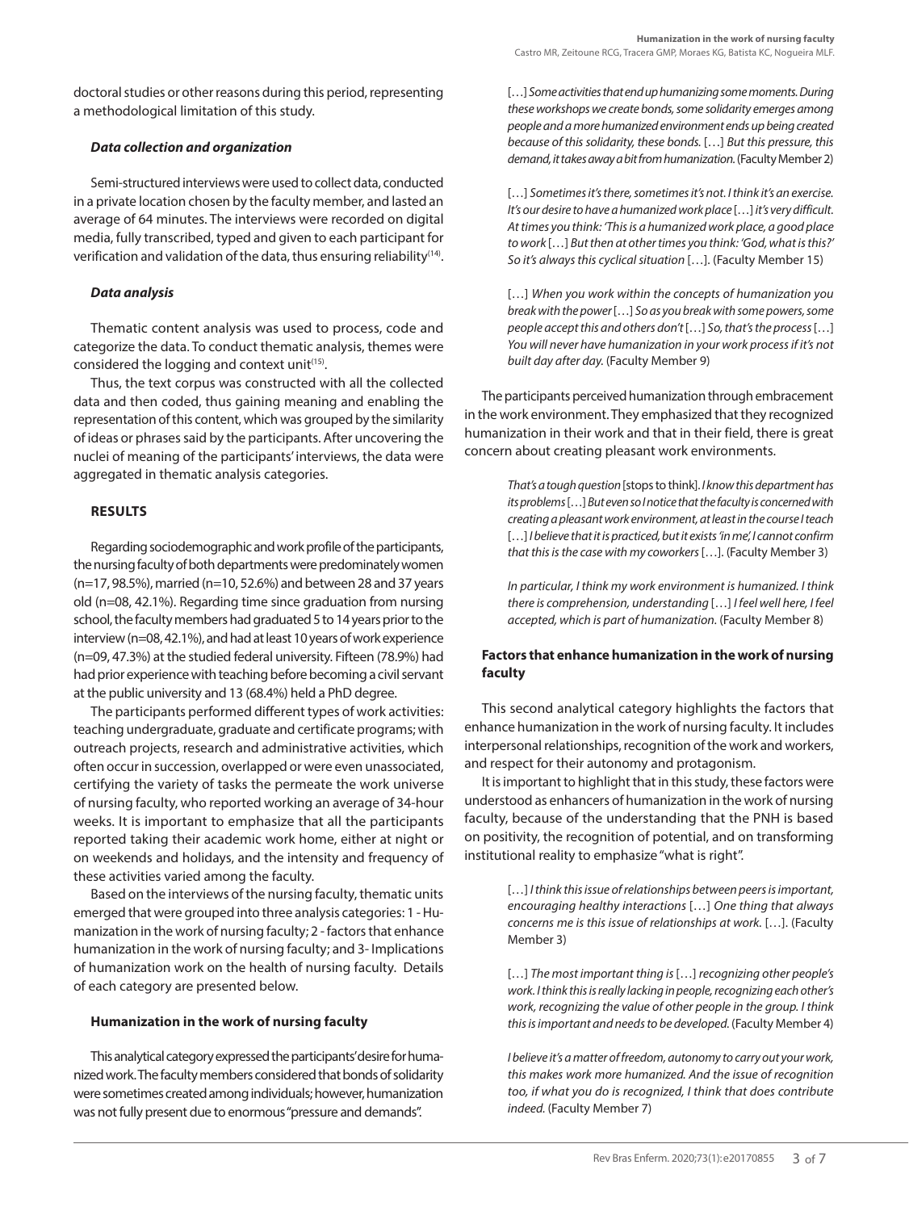doctoral studies or other reasons during this period, representing a methodological limitation of this study.

#### *Data collection and organization*

Semi-structured interviews were used to collect data, conducted in a private location chosen by the faculty member, and lasted an average of 64 minutes. The interviews were recorded on digital media, fully transcribed, typed and given to each participant for verification and validation of the data, thus ensuring reliability[14].

#### *Data analysis*

Thematic content analysis was used to process, code and categorize the data. To conduct thematic analysis, themes were considered the logging and context unit[15].

Thus, the text corpus was constructed with all the collected data and then coded, thus gaining meaning and enabling the representation of this content, which was grouped by the similarity of ideas or phrases said by the participants. After uncovering the nuclei of meaning of the participants' interviews, the data were aggregated in thematic analysis categories.

## RESULTS

Regarding sociodemographic and work profile of the participants, the nursing faculty of both departments were predominately women (n=17, 98.5%), married (n=10, 52.6%) and between 28 and 37 years old (n=08, 42.1%). Regarding time since graduation from nursing school, the faculty members had graduated 5 to 14 years prior to the interview (n=08, 42.1%), and had at least 10 years of work experience (n=09, 47.3%) at the studied federal university. Fifteen (78.9%) had had prior experience with teaching before becoming a civil servant at the public university and 13 (68.4%) held a PhD degree.

The participants performed different types of work activities: teaching undergraduate, graduate and certificate programs; with outreach projects, research and administrative activities, which often occur in succession, overlapped or were even unassociated, certifying the variety of tasks the permeate the work universe of nursing faculty, who reported working an average of 34-hour weeks. It is important to emphasize that all the participants reported taking their academic work home, either at night or on weekends and holidays, and the intensity and frequency of these activities varied among the faculty.

Based on the interviews of the nursing faculty, thematic units emerged that were grouped into three analysis categories: 1 - Humanization in the work of nursing faculty; 2 - factors that enhance humanization in the work of nursing faculty; and 3- Implications of humanization work on the health of nursing faculty. Details of each category are presented below.

### Humanization in the work of nursing faculty

This analytical category expressed the participants' desire for humanized work. The faculty members considered that bonds of solidarity were sometimes created among individuals; however, humanization was not fully present due to enormous "pressure and demands".

> […] *Some activities that end up humanizing some moments. During these workshops we create bonds, some solidarity emerges among people and a more humanized environment ends up being created because of this solidarity, these bonds.* […] *But this pressure, this demand, it takes away a bit from humanization.* (Faculty Member 2)

> […] *Sometimes it's there, sometimes it's not. I think it's an exercise. It's our desire to have a humanized work place* […] *it's very difficult. At times you think: 'This is a humanized work place, a good place to work* […] *But then at other times you think: 'God, what is this?' So it's always this cyclical situation* […]. (Faculty Member 15)

> […] *When you work within the concepts of humanization you break with the power* […] *So as you break with some powers, some people accept this and others don't* […] *So, that's the process* […] *You will never have humanization in your work process if it's not built day after day.* (Faculty Member 9)

The participants perceived humanization through embracement in the work environment. They emphasized that they recognized humanization in their work and that in their field, there is great concern about creating pleasant work environments.

> *That's a tough question* [stops to think]. *I know this department has its problems* […] *But even so I notice that the faculty is concerned with creating a pleasant work environment, at least in the course I teach* […] *I believe that it is practiced, but it exists 'in me', I cannot confirm that this is the case with my coworkers* […]. (Faculty Member 3)

> *In particular, I think my work environment is humanized. I think there is comprehension, understanding* […] *I feel well here, I feel accepted, which is part of humanization.* (Faculty Member 8)

### Factors that enhance humanization in the work of nursing faculty

This second analytical category highlights the factors that enhance humanization in the work of nursing faculty. It includes interpersonal relationships, recognition of the work and workers, and respect for their autonomy and protagonism.

It is important to highlight that in this study, these factors were understood as enhancers of humanization in the work of nursing faculty, because of the understanding that the PNH is based on positivity, the recognition of potential, and on transforming institutional reality to emphasize "what is right".

> […] *I think this issue of relationships between peers is important, encouraging healthy interactions* […] *One thing that always concerns me is this issue of relationships at work.* […]. (Faculty Member 3)

> […] *The most important thing is* […] *recognizing other people's work. I think this is really lacking in people, recognizing each other's work, recognizing the value of other people in the group. I think this is important and needs to be developed.* (Faculty Member 4)

> *I believe it's a matter of freedom, autonomy to carry out your work, this makes work more humanized. And the issue of recognition too, if what you do is recognized, I think that does contribute indeed.* (Faculty Member 7)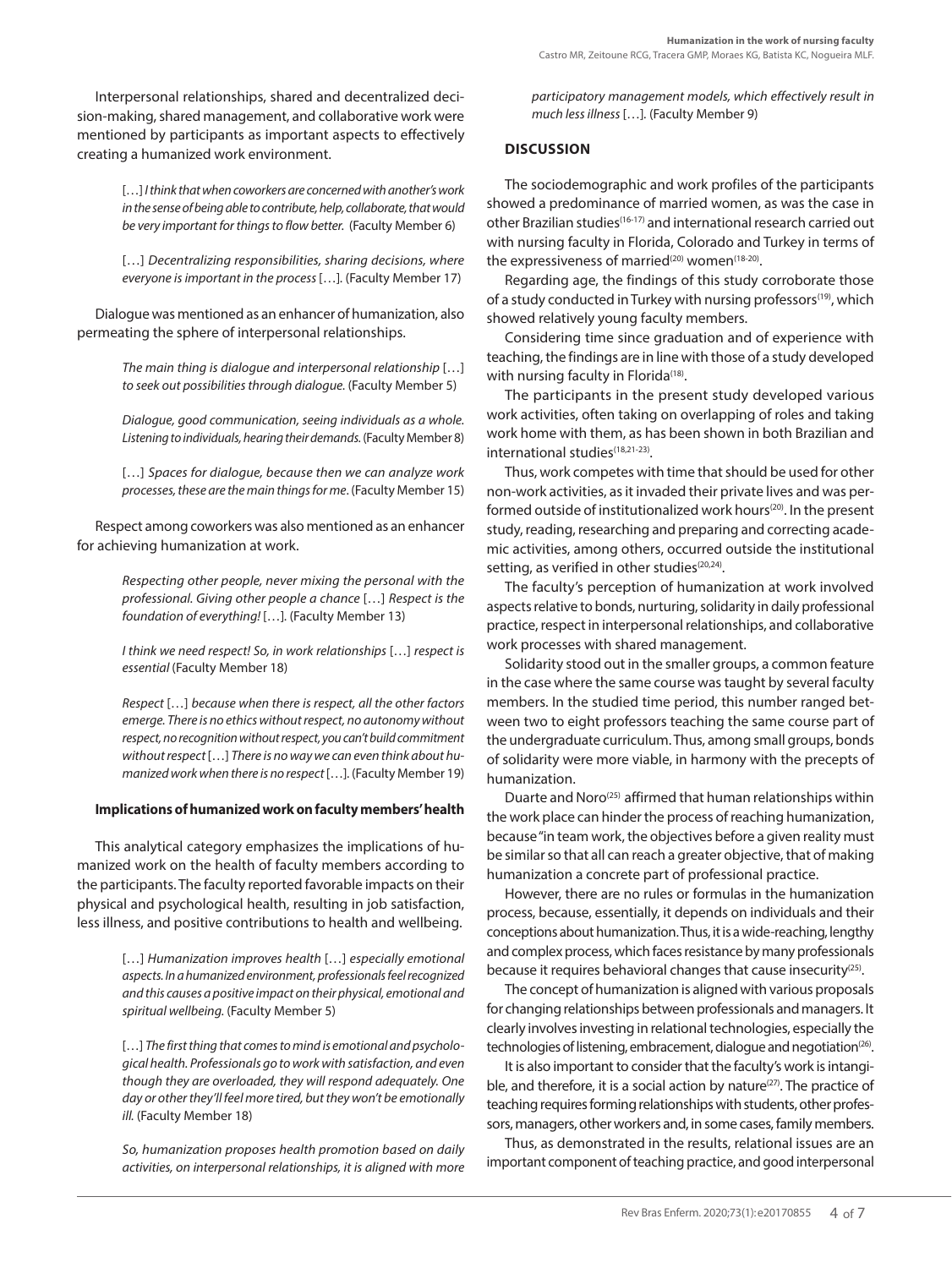Interpersonal relationships, shared and decentralized decision-making, shared management, and collaborative work were mentioned by participants as important aspects to effectively creating a humanized work environment.

> […] *I think that when coworkers are concerned with another's work in the sense of being able to contribute, help, collaborate, that would be very important for things to flow better.* (Faculty Member 6)

> […] *Decentralizing responsibilities, sharing decisions, where everyone is important in the process* […]. (Faculty Member 17)

Dialogue was mentioned as an enhancer of humanization, also permeating the sphere of interpersonal relationships.

> *The main thing is dialogue and interpersonal relationship* […] *to seek out possibilities through dialogue.* (Faculty Member 5)

> *Dialogue, good communication, seeing individuals as a whole. Listening to individuals, hearing their demands.* (Faculty Member 8)

> […] *Spaces for dialogue, because then we can analyze work processes, these are the main things for me*. (Faculty Member 15)

Respect among coworkers was also mentioned as an enhancer for achieving humanization at work.

> *Respecting other people, never mixing the personal with the professional. Giving other people a chance* […] *Respect is the foundation of everything!* […]. (Faculty Member 13)

> *I think we need respect! So, in work relationships* […] *respect is essential* (Faculty Member 18)

> *Respect* […] *because when there is respect, all the other factors emerge. There is no ethics without respect, no autonomy without respect, no recognition without respect, you can't build commitment without respect* […] *There is no way we can even think about humanized work when there is no respect* […]. (Faculty Member 19)

### Implications of humanized work on faculty members' health

This analytical category emphasizes the implications of humanized work on the health of faculty members according to the participants. The faculty reported favorable impacts on their physical and psychological health, resulting in job satisfaction, less illness, and positive contributions to health and wellbeing.

> […] *Humanization improves health* […] *especially emotional aspects. In a humanized environment, professionals feel recognized and this causes a positive impact on their physical, emotional and spiritual wellbeing.* (Faculty Member 5)

> […] *The first thing that comes to mind is emotional and psychological health. Professionals go to work with satisfaction, and even though they are overloaded, they will respond adequately. One day or other they'll feel more tired, but they won't be emotionally ill.* (Faculty Member 18)

> *So, humanization proposes health promotion based on daily activities, on interpersonal relationships, it is aligned with more participatory management models, which effectively result in much less illness* […]. (Faculty Member 9)

## DISCUSSION

The sociodemographic and work profiles of the participants showed a predominance of married women, as was the case in other Brazilian studies[16-17] and international research carried out with nursing faculty in Florida, Colorado and Turkey in terms of the expressiveness of married[20] women[18-20].

Regarding age, the findings of this study corroborate those of a study conducted in Turkey with nursing professors[19], which showed relatively young faculty members.

Considering time since graduation and of experience with teaching, the findings are in line with those of a study developed with nursing faculty in Florida[18].

The participants in the present study developed various work activities, often taking on overlapping of roles and taking work home with them, as has been shown in both Brazilian and international studies[18,21-23].

Thus, work competes with time that should be used for other non-work activities, as it invaded their private lives and was performed outside of institutionalized work hours[20]. In the present study, reading, researching and preparing and correcting academic activities, among others, occurred outside the institutional setting, as verified in other studies[20,24].

The faculty's perception of humanization at work involved aspects relative to bonds, nurturing, solidarity in daily professional practice, respect in interpersonal relationships, and collaborative work processes with shared management.

Solidarity stood out in the smaller groups, a common feature in the case where the same course was taught by several faculty members. In the studied time period, this number ranged between two to eight professors teaching the same course part of the undergraduate curriculum. Thus, among small groups, bonds of solidarity were more viable, in harmony with the precepts of humanization.

Duarte and Noro[25] affirmed that human relationships within the work place can hinder the process of reaching humanization, because "in team work, the objectives before a given reality must be similar so that all can reach a greater objective, that of making humanization a concrete part of professional practice.

However, there are no rules or formulas in the humanization process, because, essentially, it depends on individuals and their conceptions about humanization. Thus, it is a wide-reaching, lengthy and complex process, which faces resistance by many professionals because it requires behavioral changes that cause insecurity[25].

The concept of humanization is aligned with various proposals for changing relationships between professionals and managers. It clearly involves investing in relational technologies, especially the technologies of listening, embracement, dialogue and negotiation[26].

It is also important to consider that the faculty's work is intangible, and therefore, it is a social action by nature[27]. The practice of teaching requires forming relationships with students, other professors, managers, other workers and, in some cases, family members.

Thus, as demonstrated in the results, relational issues are an important component of teaching practice, and good interpersonal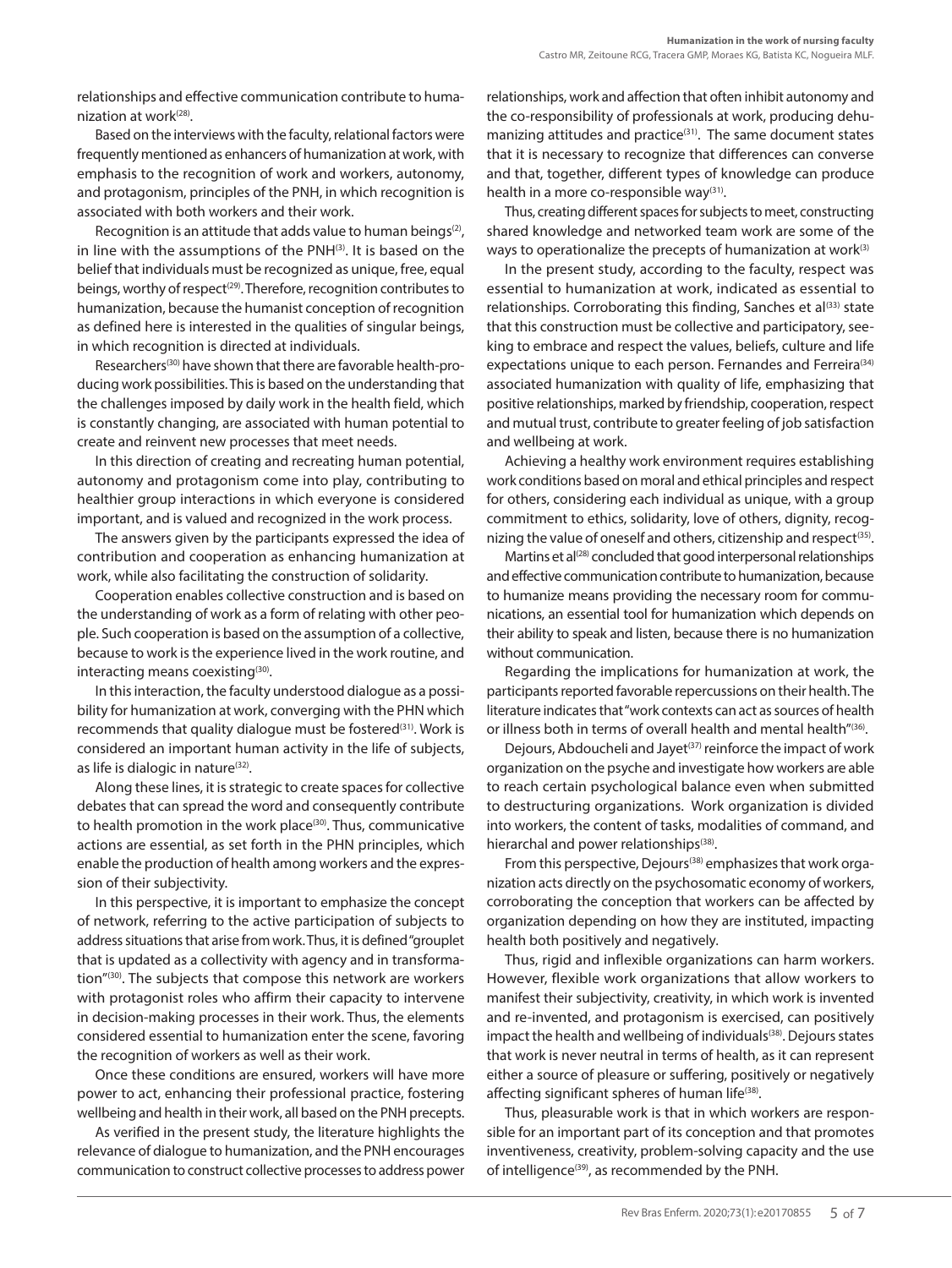relationships and effective communication contribute to humanization at work[28].

Based on the interviews with the faculty, relational factors were frequently mentioned as enhancers of humanization at work, with emphasis to the recognition of work and workers, autonomy, and protagonism, principles of the PNH, in which recognition is associated with both workers and their work.

Recognition is an attitude that adds value to human beings[2], in line with the assumptions of the PNH[3]. It is based on the belief that individuals must be recognized as unique, free, equal beings, worthy of respect[29]. Therefore, recognition contributes to humanization, because the humanist conception of recognition as defined here is interested in the qualities of singular beings, in which recognition is directed at individuals.

Researchers[30] have shown that there are favorable health-producing work possibilities. This is based on the understanding that the challenges imposed by daily work in the health field, which is constantly changing, are associated with human potential to create and reinvent new processes that meet needs.

In this direction of creating and recreating human potential, autonomy and protagonism come into play, contributing to healthier group interactions in which everyone is considered important, and is valued and recognized in the work process.

The answers given by the participants expressed the idea of contribution and cooperation as enhancing humanization at work, while also facilitating the construction of solidarity.

Cooperation enables collective construction and is based on the understanding of work as a form of relating with other people. Such cooperation is based on the assumption of a collective, because to work is the experience lived in the work routine, and interacting means coexisting[30].

In this interaction, the faculty understood dialogue as a possibility for humanization at work, converging with the PHN which recommends that quality dialogue must be fostered[31]. Work is considered an important human activity in the life of subjects, as life is dialogic in nature[32].

Along these lines, it is strategic to create spaces for collective debates that can spread the word and consequently contribute to health promotion in the work place[30]. Thus, communicative actions are essential, as set forth in the PHN principles, which enable the production of health among workers and the expression of their subjectivity.

In this perspective, it is important to emphasize the concept of network, referring to the active participation of subjects to address situations that arise from work. Thus, it is defined "grouplet that is updated as a collectivity with agency and in transformation"[30]. The subjects that compose this network are workers with protagonist roles who affirm their capacity to intervene in decision-making processes in their work. Thus, the elements considered essential to humanization enter the scene, favoring the recognition of workers as well as their work.

Once these conditions are ensured, workers will have more power to act, enhancing their professional practice, fostering wellbeing and health in their work, all based on the PNH precepts.

As verified in the present study, the literature highlights the relevance of dialogue to humanization, and the PNH encourages communication to construct collective processes to address power relationships, work and affection that often inhibit autonomy and the co-responsibility of professionals at work, producing dehumanizing attitudes and practice[31]. The same document states that it is necessary to recognize that differences can converse and that, together, different types of knowledge can produce health in a more co-responsible way[31].

Thus, creating different spaces for subjects to meet, constructing shared knowledge and networked team work are some of the ways to operationalize the precepts of humanization at work[3]

In the present study, according to the faculty, respect was essential to humanization at work, indicated as essential to relationships. Corroborating this finding, Sanches et al[33] state that this construction must be collective and participatory, seeking to embrace and respect the values, beliefs, culture and life expectations unique to each person. Fernandes and Ferreira[34] associated humanization with quality of life, emphasizing that positive relationships, marked by friendship, cooperation, respect and mutual trust, contribute to greater feeling of job satisfaction and wellbeing at work.

Achieving a healthy work environment requires establishing work conditions based on moral and ethical principles and respect for others, considering each individual as unique, with a group commitment to ethics, solidarity, love of others, dignity, recognizing the value of oneself and others, citizenship and respect[35].

Martins et al[28] concluded that good interpersonal relationships and effective communication contribute to humanization, because to humanize means providing the necessary room for communications, an essential tool for humanization which depends on their ability to speak and listen, because there is no humanization without communication.

Regarding the implications for humanization at work, the participants reported favorable repercussions on their health. The literature indicates that "work contexts can act as sources of health or illness both in terms of overall health and mental health"[36].

Dejours, Abdoucheli and Jayet[37] reinforce the impact of work organization on the psyche and investigate how workers are able to reach certain psychological balance even when submitted to destructuring organizations. Work organization is divided into workers, the content of tasks, modalities of command, and hierarchal and power relationships[38].

From this perspective, Dejours[38] emphasizes that work organization acts directly on the psychosomatic economy of workers, corroborating the conception that workers can be affected by organization depending on how they are instituted, impacting health both positively and negatively.

Thus, rigid and inflexible organizations can harm workers. However, flexible work organizations that allow workers to manifest their subjectivity, creativity, in which work is invented and re-invented, and protagonism is exercised, can positively impact the health and wellbeing of individuals[38]. Dejours states that work is never neutral in terms of health, as it can represent either a source of pleasure or suffering, positively or negatively affecting significant spheres of human life[38].

Thus, pleasurable work is that in which workers are responsible for an important part of its conception and that promotes inventiveness, creativity, problem-solving capacity and the use of intelligence[39], as recommended by the PNH.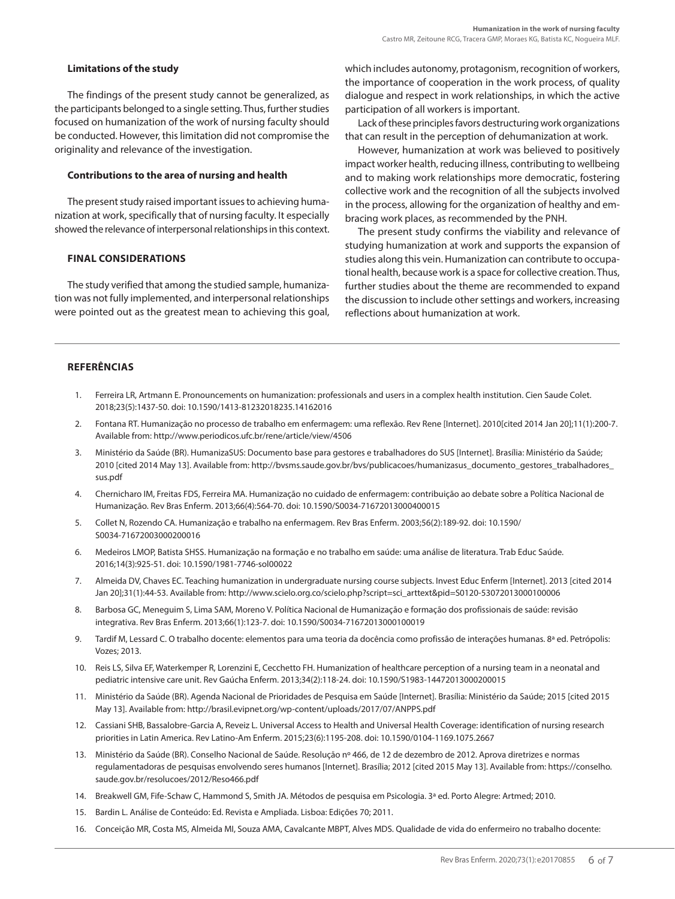### Limitations of the study

The findings of the present study cannot be generalized, as the participants belonged to a single setting. Thus, further studies focused on humanization of the work of nursing faculty should be conducted. However, this limitation did not compromise the originality and relevance of the investigation.

### Contributions to the area of nursing and health

The present study raised important issues to achieving humanization at work, specifically that of nursing faculty. It especially showed the relevance of interpersonal relationships in this context.

## FINAL CONSIDERATIONS

The study verified that among the studied sample, humanization was not fully implemented, and interpersonal relationships were pointed out as the greatest mean to achieving this goal, which includes autonomy, protagonism, recognition of workers, the importance of cooperation in the work process, of quality dialogue and respect in work relationships, in which the active participation of all workers is important.

Lack of these principles favors destructuring work organizations that can result in the perception of dehumanization at work.

However, humanization at work was believed to positively impact worker health, reducing illness, contributing to wellbeing and to making work relationships more democratic, fostering collective work and the recognition of all the subjects involved in the process, allowing for the organization of healthy and embracing work places, as recommended by the PNH.

The present study confirms the viability and relevance of studying humanization at work and supports the expansion of studies along this vein. Humanization can contribute to occupational health, because work is a space for collective creation. Thus, further studies about the theme are recommended to expand the discussion to include other settings and workers, increasing reflections about humanization at work.

## REFERÊNCIAS

1. Ferreira LR, Artmann E. Pronouncements on humanization: professionals and users in a complex health institution. Cien Saude Colet. 2018;23(5):1437-50. doi: 10.1590/1413-81232018235.14162016
2. Fontana RT. Humanização no processo de trabalho em enfermagem: uma reflexão. Rev Rene [Internet]. 2010[cited 2014 Jan 20];11(1):200-7. Available from: http://www.periodicos.ufc.br/rene/article/view/4506
3. Ministério da Saúde (BR). HumanizaSUS: Documento base para gestores e trabalhadores do SUS [Internet]. Brasília: Ministério da Saúde; 2010 [cited 2014 May 13]. Available from: http://bvsms.saude.gov.br/bvs/publicacoes/humanizasus_documento_gestores_trabalhadores_sus.pdf
4. Chernicharo IM, Freitas FDS, Ferreira MA. Humanização no cuidado de enfermagem: contribuição ao debate sobre a Política Nacional de Humanização. Rev Bras Enferm. 2013;66(4):564-70. doi: 10.1590/S0034-71672013000400015
5. Collet N, Rozendo CA. Humanização e trabalho na enfermagem. Rev Bras Enferm. 2003;56(2):189-92. doi: 10.1590/S0034-71672003000200016
6. Medeiros LMOP, Batista SHSS. Humanização na formação e no trabalho em saúde: uma análise de literatura. Trab Educ Saúde. 2016;14(3):925-51. doi: 10.1590/1981-7746-sol00022
7. Almeida DV, Chaves EC. Teaching humanization in undergraduate nursing course subjects. Invest Educ Enferm [Internet]. 2013 [cited 2014 Jan 20];31(1):44-53. Available from: http://www.scielo.org.co/scielo.php?script=sci_arttext&pid=S0120-53072013000100006
8. Barbosa GC, Meneguim S, Lima SAM, Moreno V. Política Nacional de Humanização e formação dos profissionais de saúde: revisão integrativa. Rev Bras Enferm. 2013;66(1):123-7. doi: 10.1590/S0034-71672013000100019
9. Tardif M, Lessard C. O trabalho docente: elementos para uma teoria da docência como profissão de interações humanas. 8ª ed. Petrópolis: Vozes; 2013.
10. Reis LS, Silva EF, Waterkemper R, Lorenzini E, Cecchetto FH. Humanization of healthcare perception of a nursing team in a neonatal and pediatric intensive care unit. Rev Gaúcha Enferm. 2013;34(2):118-24. doi: 10.1590/S1983-14472013000200015
11. Ministério da Saúde (BR). Agenda Nacional de Prioridades de Pesquisa em Saúde [Internet]. Brasília: Ministério da Saúde; 2015 [cited 2015 May 13]. Available from: http://brasil.evipnet.org/wp-content/uploads/2017/07/ANPPS.pdf
12. Cassiani SHB, Bassalobre-Garcia A, Reveiz L. Universal Access to Health and Universal Health Coverage: identification of nursing research priorities in Latin America. Rev Latino-Am Enferm. 2015;23(6):1195-208. doi: 10.1590/0104-1169.1075.2667
13. Ministério da Saúde (BR). Conselho Nacional de Saúde. Resolução nº 466, de 12 de dezembro de 2012. Aprova diretrizes e normas regulamentadoras de pesquisas envolvendo seres humanos [Internet]. Brasília; 2012 [cited 2015 May 13]. Available from: https://conselho.saude.gov.br/resolucoes/2012/Reso466.pdf
14. Breakwell GM, Fife-Schaw C, Hammond S, Smith JA. Métodos de pesquisa em Psicologia. 3ª ed. Porto Alegre: Artmed; 2010.
15. Bardin L. Análise de Conteúdo: Ed. Revista e Ampliada. Lisboa: Edições 70; 2011.
16. Conceição MR, Costa MS, Almeida MI, Souza AMA, Cavalcante MBPT, Alves MDS. Qualidade de vida do enfermeiro no trabalho docente: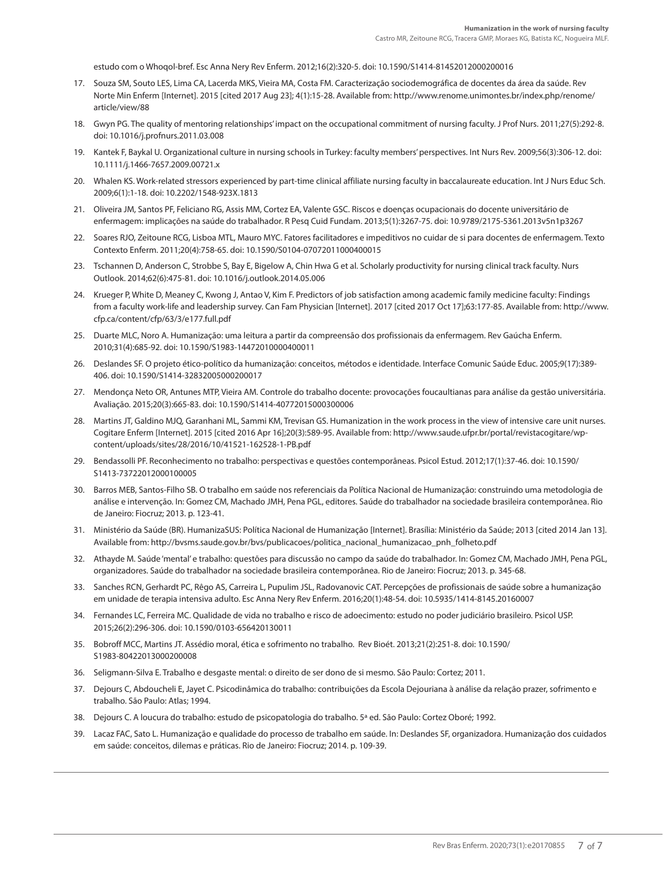estudo com o Whoqol-bref. Esc Anna Nery Rev Enferm. 2012;16(2):320-5. doi: 10.1590/S1414-81452012000200016

17. Souza SM, Souto LES, Lima CA, Lacerda MKS, Vieira MA, Costa FM. Caracterização sociodemográfica de docentes da área da saúde. Rev Norte Min Enferm [Internet]. 2015 [cited 2017 Aug 23]; 4(1):15-28. Available from: http://www.renome.unimontes.br/index.php/renome/article/view/88
18. Gwyn PG. The quality of mentoring relationships' impact on the occupational commitment of nursing faculty. J Prof Nurs. 2011;27(5):292-8. doi: 10.1016/j.profnurs.2011.03.008
19. Kantek F, Baykal U. Organizational culture in nursing schools in Turkey: faculty members' perspectives. Int Nurs Rev. 2009;56(3):306-12. doi: 10.1111/j.1466-7657.2009.00721.x
20. Whalen KS. Work-related stressors experienced by part-time clinical affiliate nursing faculty in baccalaureate education. Int J Nurs Educ Sch. 2009;6(1):1-18. doi: 10.2202/1548-923X.1813
21. Oliveira JM, Santos PF, Feliciano RG, Assis MM, Cortez EA, Valente GSC. Riscos e doenças ocupacionais do docente universitário de enfermagem: implicações na saúde do trabalhador. R Pesq Cuid Fundam. 2013;5(1):3267-75. doi: 10.9789/2175-5361.2013v5n1p3267
22. Soares RJO, Zeitoune RCG, Lisboa MTL, Mauro MYC. Fatores facilitadores e impeditivos no cuidar de si para docentes de enfermagem. Texto Contexto Enferm. 2011;20(4):758-65. doi: 10.1590/S0104-07072011000400015
23. Tschannen D, Anderson C, Strobbe S, Bay E, Bigelow A, Chin Hwa G et al. Scholarly productivity for nursing clinical track faculty. Nurs Outlook. 2014;62(6):475-81. doi: 10.1016/j.outlook.2014.05.006
24. Krueger P, White D, Meaney C, Kwong J, Antao V, Kim F. Predictors of job satisfaction among academic family medicine faculty: Findings from a faculty work-life and leadership survey. Can Fam Physician [Internet]. 2017 [cited 2017 Oct 17];63:177-85. Available from: http://www.cfp.ca/content/cfp/63/3/e177.full.pdf
25. Duarte MLC, Noro A. Humanização: uma leitura a partir da compreensão dos profissionais da enfermagem. Rev Gaúcha Enferm. 2010;31(4):685-92. doi: 10.1590/S1983-14472010000400011
26. Deslandes SF. O projeto ético-político da humanização: conceitos, métodos e identidade. Interface Comunic Saúde Educ. 2005;9(17):389-406. doi: 10.1590/S1414-32832005000200017
27. Mendonça Neto OR, Antunes MTP, Vieira AM. Controle do trabalho docente: provocações foucaultianas para análise da gestão universitária. Avaliação. 2015;20(3):665-83. doi: 10.1590/S1414-40772015000300006
28. Martins JT, Galdino MJQ, Garanhani ML, Sammi KM, Trevisan GS. Humanization in the work process in the view of intensive care unit nurses. Cogitare Enferm [Internet]. 2015 [cited 2016 Apr 16];20(3):589-95. Available from: http://www.saude.ufpr.br/portal/revistacogitare/wp-content/uploads/sites/28/2016/10/41521-162528-1-PB.pdf
29. Bendassolli PF. Reconhecimento no trabalho: perspectivas e questões contemporâneas. Psicol Estud. 2012;17(1):37-46. doi: 10.1590/S1413-73722012000100005
30. Barros MEB, Santos-Filho SB. O trabalho em saúde nos referenciais da Política Nacional de Humanização: construindo uma metodologia de análise e intervenção. In: Gomez CM, Machado JMH, Pena PGL, editores. Saúde do trabalhador na sociedade brasileira contemporânea. Rio de Janeiro: Fiocruz; 2013. p. 123-41.
31. Ministério da Saúde (BR). HumanizaSUS: Política Nacional de Humanização [Internet]. Brasília: Ministério da Saúde; 2013 [cited 2014 Jan 13]. Available from: http://bvsms.saude.gov.br/bvs/publicacoes/politica_nacional_humanizacao_pnh_folheto.pdf
32. Athayde M. Saúde 'mental' e trabalho: questões para discussão no campo da saúde do trabalhador. In: Gomez CM, Machado JMH, Pena PGL, organizadores. Saúde do trabalhador na sociedade brasileira contemporânea. Rio de Janeiro: Fiocruz; 2013. p. 345-68.
33. Sanches RCN, Gerhardt PC, Rêgo AS, Carreira L, Pupulim JSL, Radovanovic CAT. Percepções de profissionais de saúde sobre a humanização em unidade de terapia intensiva adulto. Esc Anna Nery Rev Enferm. 2016;20(1):48-54. doi: 10.5935/1414-8145.20160007
34. Fernandes LC, Ferreira MC. Qualidade de vida no trabalho e risco de adoecimento: estudo no poder judiciário brasileiro. Psicol USP. 2015;26(2):296-306. doi: 10.1590/0103-656420130011
35. Bobroff MCC, Martins JT. Assédio moral, ética e sofrimento no trabalho. Rev Bioét. 2013;21(2):251-8. doi: 10.1590/S1983-80422013000200008
36. Seligmann-Silva E. Trabalho e desgaste mental: o direito de ser dono de si mesmo. São Paulo: Cortez; 2011.
37. Dejours C, Abdoucheli E, Jayet C. Psicodinâmica do trabalho: contribuições da Escola Dejouriana à análise da relação prazer, sofrimento e trabalho. São Paulo: Atlas; 1994.
38. Dejours C. A loucura do trabalho: estudo de psicopatologia do trabalho. 5ª ed. São Paulo: Cortez Oboré; 1992.
39. Lacaz FAC, Sato L. Humanização e qualidade do processo de trabalho em saúde. In: Deslandes SF, organizadora. Humanização dos cuidados em saúde: conceitos, dilemas e práticas. Rio de Janeiro: Fiocruz; 2014. p. 109-39.